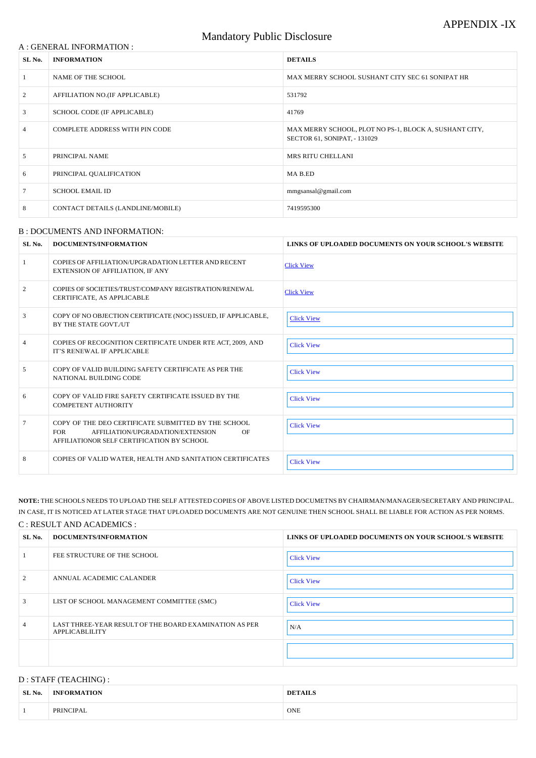APPENDIX -IX

# Mandatory Public Disclosure

## A : GENERAL INFORMATION :

| SL No. | INFORMATION | DETAILS |
|---|---|---|
| 1 | NAME OF THE SCHOOL | MAX MERRY SCHOOL SUSHANT CITY SEC 61 SONIPAT HR |
| 2 | AFFILIATION NO.(IF APPLICABLE) | 531792 |
| 3 | SCHOOL CODE (IF APPLICABLE) | 41769 |
| 4 | COMPLETE ADDRESS WITH PIN CODE | MAX MERRY SCHOOL, PLOT NO PS-1, BLOCK A, SUSHANT CITY, SECTOR 61, SONIPAT, - 131029 |
| 5 | PRINCIPAL NAME | MRS RITU CHELLANI |
| 6 | PRINCIPAL QUALIFICATION | MA B.ED |
| 7 | SCHOOL EMAIL ID | mmgsansal@gmail.com |
| 8 | CONTACT DETAILS (LANDLINE/MOBILE) | 7419595300 |

## B : DOCUMENTS AND INFORMATION:

| SL No. | DOCUMENTS/INFORMATION | LINKS OF UPLOADED DOCUMENTS ON YOUR SCHOOL'S WEBSITE |
|---|---|---|
| 1 | COPIES OF AFFILIATION/UPGRADATION LETTER AND RECENT EXTENSION OF AFFILIATION, IF ANY | Click View |
| 2 | COPIES OF SOCIETIES/TRUST/COMPANY REGISTRATION/RENEWAL CERTIFICATE, AS APPLICABLE | Click View |
| 3 | COPY OF NO OBJECTION CERTIFICATE (NOC) ISSUED, IF APPLICABLE, BY THE STATE GOVT./UT | Click View |
| 4 | COPIES OF RECOGNITION CERTIFICATE UNDER RTE ACT, 2009, AND IT'S RENEWAL IF APPLICABLE | Click View |
| 5 | COPY OF VALID BUILDING SAFETY CERTIFICATE AS PER THE NATIONAL BUILDING CODE | Click View |
| 6 | COPY OF VALID FIRE SAFETY CERTIFICATE ISSUED BY THE COMPETENT AUTHORITY | Click View |
| 7 | COPY OF THE DEO CERTIFICATE SUBMITTED BY THE SCHOOL FOR AFFILIATION/UPGRADATION/EXTENSION OF AFFILIATIONOR SELF CERTIFICATION BY SCHOOL | Click View |
| 8 | COPIES OF VALID WATER, HEALTH AND SANITATION CERTIFICATES | Click View |

**NOTE:** THE SCHOOLS NEEDS TO UPLOAD THE SELF ATTESTED COPIES OF ABOVE LISTED DOCUMETNS BY CHAIRMAN/MANAGER/SECRETARY AND PRINCIPAL. IN CASE, IT IS NOTICED AT LATER STAGE THAT UPLOADED DOCUMENTS ARE NOT GENUINE THEN SCHOOL SHALL BE LIABLE FOR ACTION AS PER NORMS.

## C : RESULT AND ACADEMICS :

| SL No. | DOCUMENTS/INFORMATION | LINKS OF UPLOADED DOCUMENTS ON YOUR SCHOOL'S WEBSITE |
|---|---|---|
| 1 | FEE STRUCTURE OF THE SCHOOL | Click View |
| 2 | ANNUAL ACADEMIC CALANDER | Click View |
| 3 | LIST OF SCHOOL MANAGEMENT COMMITTEE (SMC) | Click View |
| 4 | LAST THREE-YEAR RESULT OF THE BOARD EXAMINATION AS PER APPLICABLILITY | N/A |
| | | |

## D : STAFF (TEACHING) :

| SL No. | INFORMATION | DETAILS |
|---|---|---|
| 1 | PRINCIPAL | ONE |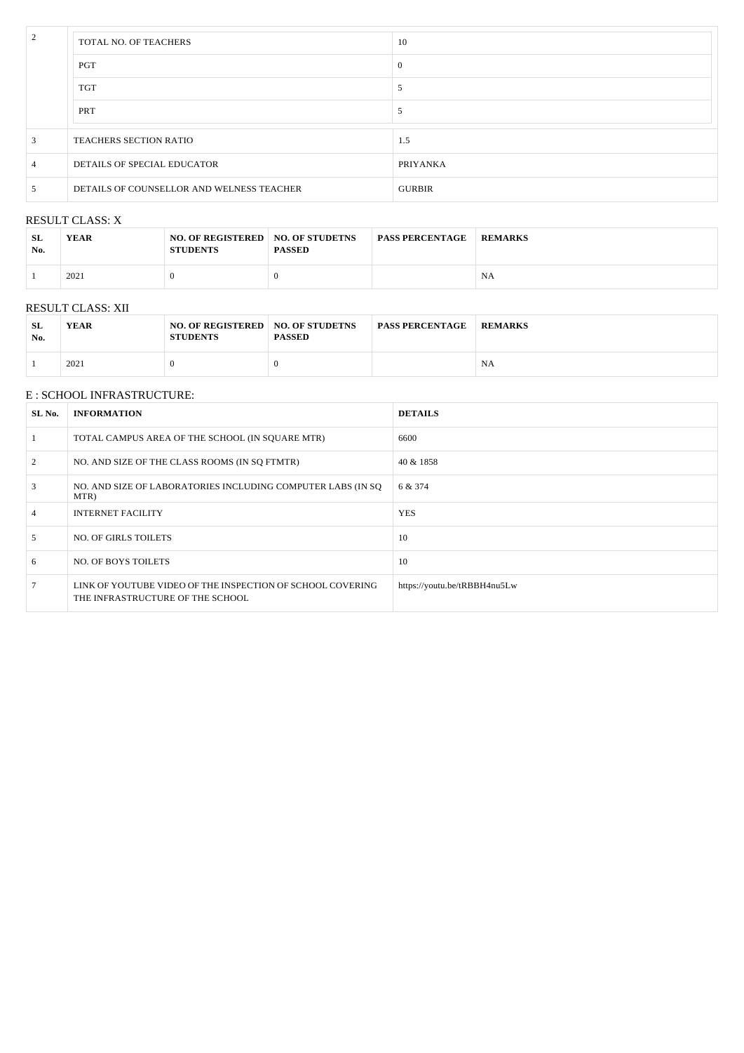| | | |
|---|---|---|
| 2 | TOTAL NO. OF TEACHERS | 10 |
| | PGT | 0 |
| | TGT | 5 |
| | PRT | 5 |
| 3 | TEACHERS SECTION RATIO | 1.5 |
| 4 | DETAILS OF SPECIAL EDUCATOR | PRIYANKA |
| 5 | DETAILS OF COUNSELLOR AND WELNESS TEACHER | GURBIR |

RESULT CLASS: X

| SL No. | YEAR | NO. OF REGISTERED STUDENTS | NO. OF STUDETNS PASSED | PASS PERCENTAGE | REMARKS |
|---|---|---|---|---|---|
| 1 | 2021 | 0 | 0 | | NA |

RESULT CLASS: XII

| SL No. | YEAR | NO. OF REGISTERED STUDENTS | NO. OF STUDETNS PASSED | PASS PERCENTAGE | REMARKS |
|---|---|---|---|---|---|
| 1 | 2021 | 0 | 0 | | NA |

E : SCHOOL INFRASTRUCTURE:

| SL No. | INFORMATION | DETAILS |
|---|---|---|
| 1 | TOTAL CAMPUS AREA OF THE SCHOOL (IN SQUARE MTR) | 6600 |
| 2 | NO. AND SIZE OF THE CLASS ROOMS (IN SQ FTMTR) | 40 & 1858 |
| 3 | NO. AND SIZE OF LABORATORIES INCLUDING COMPUTER LABS (IN SQ MTR) | 6 & 374 |
| 4 | INTERNET FACILITY | YES |
| 5 | NO. OF GIRLS TOILETS | 10 |
| 6 | NO. OF BOYS TOILETS | 10 |
| 7 | LINK OF YOUTUBE VIDEO OF THE INSPECTION OF SCHOOL COVERING THE INFRASTRUCTURE OF THE SCHOOL | https://youtu.be/tRBBH4nu5Lw |